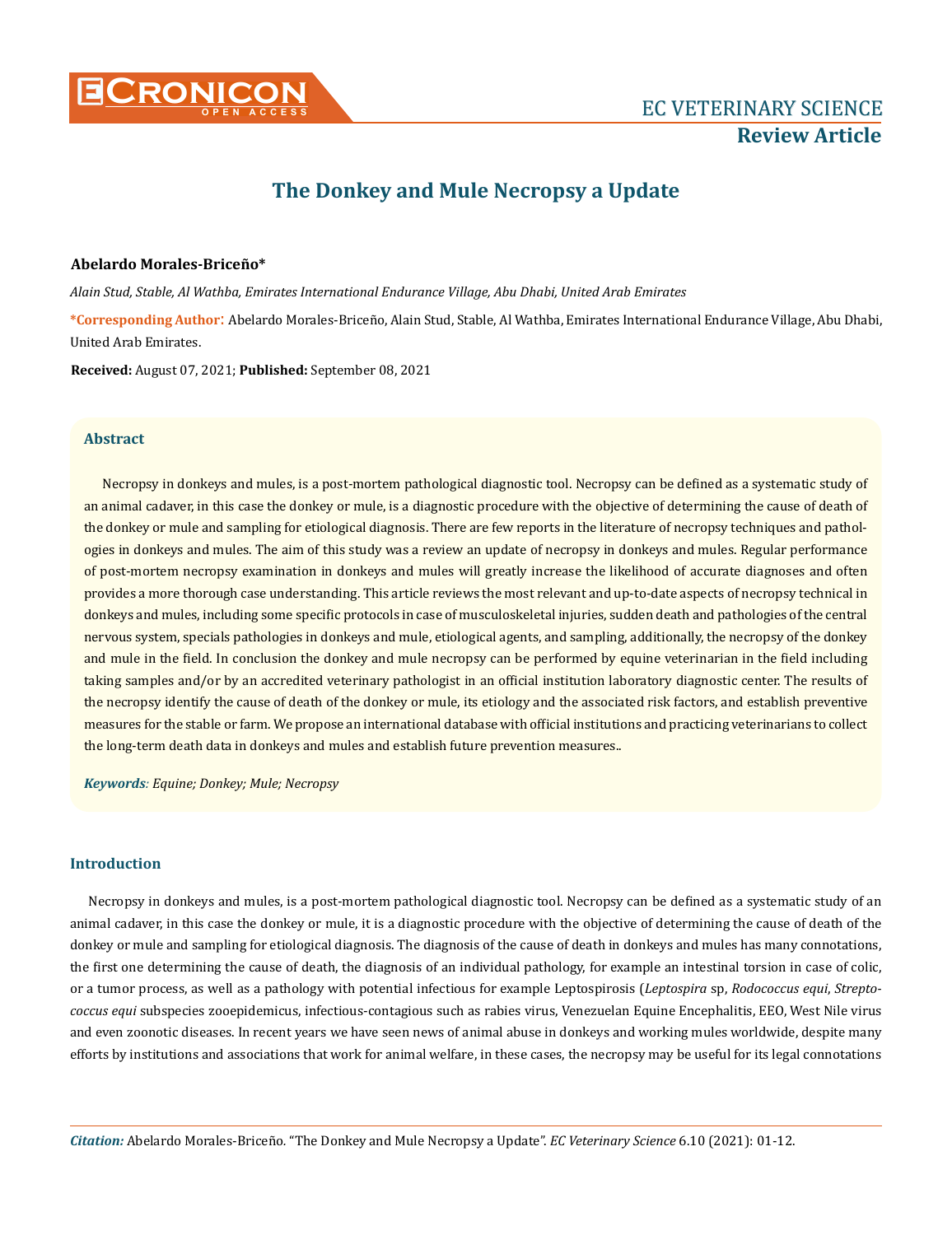# The Donkey and Mule Necropsy a Update

**Abelardo Morales-Briceño***

*Alain Stud, Stable, Al Wathba, Emirates International Endurance Village, Abu Dhabi, United Arab Emirates*

**\*Corresponding Author:** Abelardo Morales-Briceño, Alain Stud, Stable, Al Wathba, Emirates International Endurance Village, Abu Dhabi, United Arab Emirates.

**Received:** August 07, 2021; **Published:** September 08, 2021

## Abstract

Necropsy in donkeys and mules, is a post-mortem pathological diagnostic tool. Necropsy can be defined as a systematic study of an animal cadaver, in this case the donkey or mule, is a diagnostic procedure with the objective of determining the cause of death of the donkey or mule and sampling for etiological diagnosis. There are few reports in the literature of necropsy techniques and pathologies in donkeys and mules. The aim of this study was a review an update of necropsy in donkeys and mules. Regular performance of post-mortem necropsy examination in donkeys and mules will greatly increase the likelihood of accurate diagnoses and often provides a more thorough case understanding. This article reviews the most relevant and up-to-date aspects of necropsy technical in donkeys and mules, including some specific protocols in case of musculoskeletal injuries, sudden death and pathologies of the central nervous system, specials pathologies in donkeys and mule, etiological agents, and sampling, additionally, the necropsy of the donkey and mule in the field. In conclusion the donkey and mule necropsy can be performed by equine veterinarian in the field including taking samples and/or by an accredited veterinary pathologist in an official institution laboratory diagnostic center. The results of the necropsy identify the cause of death of the donkey or mule, its etiology and the associated risk factors, and establish preventive measures for the stable or farm. We propose an international database with official institutions and practicing veterinarians to collect the long-term death data in donkeys and mules and establish future prevention measures..

***Keywords**: Equine; Donkey; Mule; Necropsy*

## Introduction

Necropsy in donkeys and mules, is a post-mortem pathological diagnostic tool. Necropsy can be defined as a systematic study of an animal cadaver, in this case the donkey or mule, it is a diagnostic procedure with the objective of determining the cause of death of the donkey or mule and sampling for etiological diagnosis. The diagnosis of the cause of death in donkeys and mules has many connotations, the first one determining the cause of death, the diagnosis of an individual pathology, for example an intestinal torsion in case of colic, or a tumor process, as well as a pathology with potential infectious for example Leptospirosis (*Leptospira* sp, *Rodococcus equi*, *Streptococcus equi* subspecies zooepidemicus, infectious-contagious such as rabies virus, Venezuelan Equine Encephalitis, EEO, West Nile virus and even zoonotic diseases. In recent years we have seen news of animal abuse in donkeys and working mules worldwide, despite many efforts by institutions and associations that work for animal welfare, in these cases, the necropsy may be useful for its legal connotations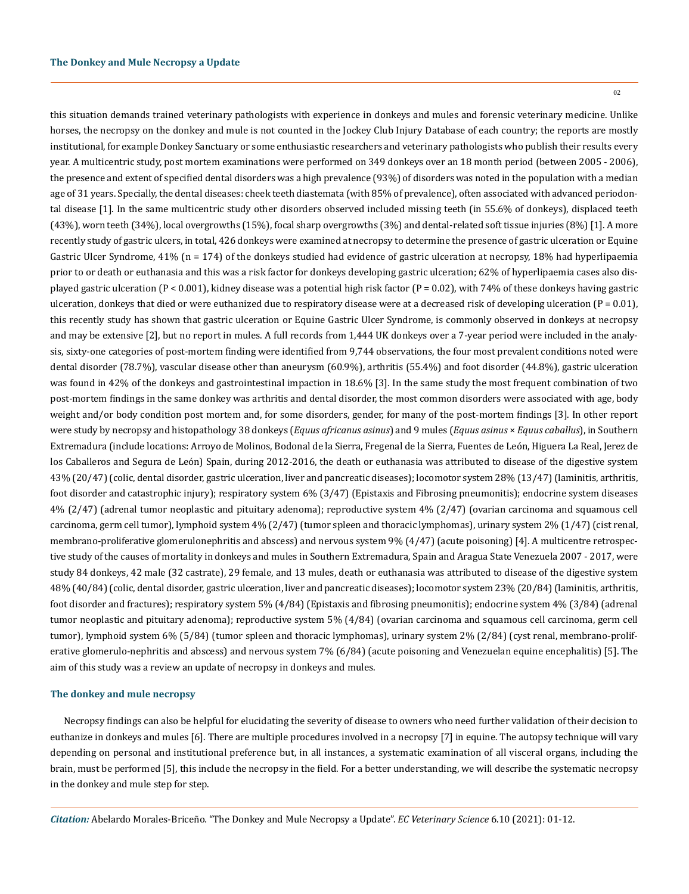this situation demands trained veterinary pathologists with experience in donkeys and mules and forensic veterinary medicine. Unlike horses, the necropsy on the donkey and mule is not counted in the Jockey Club Injury Database of each country; the reports are mostly institutional, for example Donkey Sanctuary or some enthusiastic researchers and veterinary pathologists who publish their results every year. A multicentric study, post mortem examinations were performed on 349 donkeys over an 18 month period (between 2005 - 2006), the presence and extent of specified dental disorders was a high prevalence (93%) of disorders was noted in the population with a median age of 31 years. Specially, the dental diseases: cheek teeth diastemata (with 85% of prevalence), often associated with advanced periodontal disease [1]. In the same multicentric study other disorders observed included missing teeth (in 55.6% of donkeys), displaced teeth (43%), worn teeth (34%), local overgrowths (15%), focal sharp overgrowths (3%) and dental-related soft tissue injuries (8%) [1]. A more recently study of gastric ulcers, in total, 426 donkeys were examined at necropsy to determine the presence of gastric ulceration or Equine Gastric Ulcer Syndrome, 41% (n = 174) of the donkeys studied had evidence of gastric ulceration at necropsy, 18% had hyperlipaemia prior to or death or euthanasia and this was a risk factor for donkeys developing gastric ulceration; 62% of hyperlipaemia cases also displayed gastric ulceration (P < 0.001), kidney disease was a potential high risk factor (P = 0.02), with 74% of these donkeys having gastric ulceration, donkeys that died or were euthanized due to respiratory disease were at a decreased risk of developing ulceration (P = 0.01), this recently study has shown that gastric ulceration or Equine Gastric Ulcer Syndrome, is commonly observed in donkeys at necropsy and may be extensive [2], but no report in mules. A full records from 1,444 UK donkeys over a 7-year period were included in the analysis, sixty-one categories of post-mortem finding were identified from 9,744 observations, the four most prevalent conditions noted were dental disorder (78.7%), vascular disease other than aneurysm (60.9%), arthritis (55.4%) and foot disorder (44.8%), gastric ulceration was found in 42% of the donkeys and gastrointestinal impaction in 18.6% [3]. In the same study the most frequent combination of two post-mortem findings in the same donkey was arthritis and dental disorder, the most common disorders were associated with age, body weight and/or body condition post mortem and, for some disorders, gender, for many of the post-mortem findings [3]. In other report were study by necropsy and histopathology 38 donkeys (*Equus africanus asinus*) and 9 mules (*Equus asinus* × *Equus caballus*), in Southern Extremadura (include locations: Arroyo de Molinos, Bodonal de la Sierra, Fregenal de la Sierra, Fuentes de León, Higuera La Real, Jerez de los Caballeros and Segura de León) Spain, during 2012-2016, the death or euthanasia was attributed to disease of the digestive system 43% (20/47) (colic, dental disorder, gastric ulceration, liver and pancreatic diseases); locomotor system 28% (13/47) (laminitis, arthritis, foot disorder and catastrophic injury); respiratory system 6% (3/47) (Epistaxis and Fibrosing pneumonitis); endocrine system diseases 4% (2/47) (adrenal tumor neoplastic and pituitary adenoma); reproductive system 4% (2/47) (ovarian carcinoma and squamous cell carcinoma, germ cell tumor), lymphoid system 4% (2/47) (tumor spleen and thoracic lymphomas), urinary system 2% (1/47) (cist renal, membrano-proliferative glomerulonephritis and abscess) and nervous system 9% (4/47) (acute poisoning) [4]. A multicentre retrospective study of the causes of mortality in donkeys and mules in Southern Extremadura, Spain and Aragua State Venezuela 2007 - 2017, were study 84 donkeys, 42 male (32 castrate), 29 female, and 13 mules, death or euthanasia was attributed to disease of the digestive system 48% (40/84) (colic, dental disorder, gastric ulceration, liver and pancreatic diseases); locomotor system 23% (20/84) (laminitis, arthritis, foot disorder and fractures); respiratory system 5% (4/84) (Epistaxis and fibrosing pneumonitis); endocrine system 4% (3/84) (adrenal tumor neoplastic and pituitary adenoma); reproductive system 5% (4/84) (ovarian carcinoma and squamous cell carcinoma, germ cell tumor), lymphoid system 6% (5/84) (tumor spleen and thoracic lymphomas), urinary system 2% (2/84) (cyst renal, membrano-proliferative glomerulo-nephritis and abscess) and nervous system 7% (6/84) (acute poisoning and Venezuelan equine encephalitis) [5]. The aim of this study was a review an update of necropsy in donkeys and mules.

## The donkey and mule necropsy

Necropsy findings can also be helpful for elucidating the severity of disease to owners who need further validation of their decision to euthanize in donkeys and mules [6]. There are multiple procedures involved in a necropsy [7] in equine. The autopsy technique will vary depending on personal and institutional preference but, in all instances, a systematic examination of all visceral organs, including the brain, must be performed [5], this include the necropsy in the field. For a better understanding, we will describe the systematic necropsy in the donkey and mule step for step.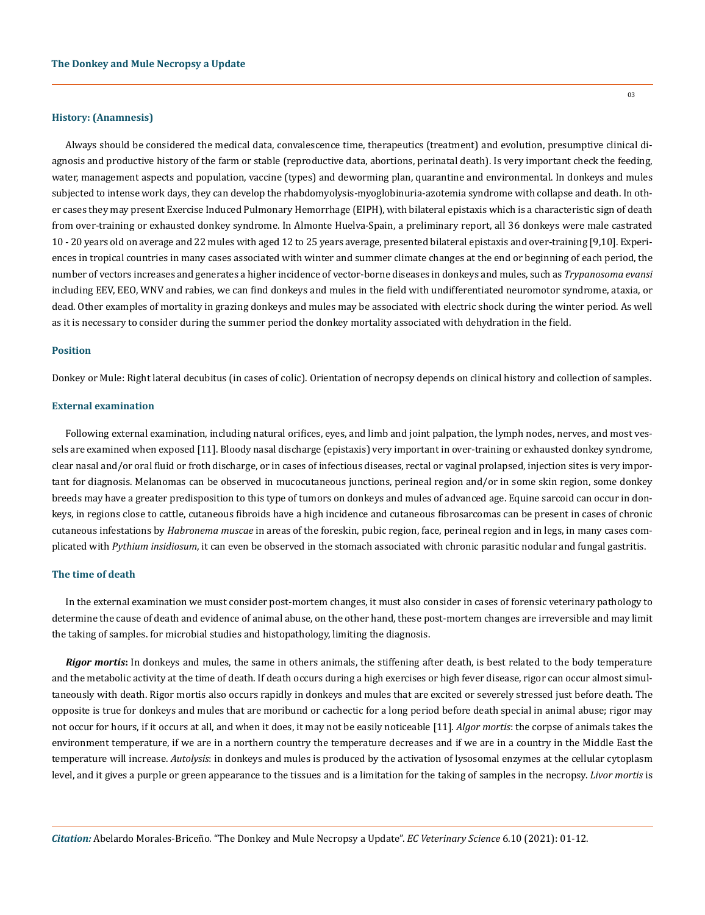### History: (Anamnesis)

Always should be considered the medical data, convalescence time, therapeutics (treatment) and evolution, presumptive clinical diagnosis and productive history of the farm or stable (reproductive data, abortions, perinatal death). Is very important check the feeding, water, management aspects and population, vaccine (types) and deworming plan, quarantine and environmental. In donkeys and mules subjected to intense work days, they can develop the rhabdomyolysis-myoglobinuria-azotemia syndrome with collapse and death. In other cases they may present Exercise Induced Pulmonary Hemorrhage (EIPH), with bilateral epistaxis which is a characteristic sign of death from over-training or exhausted donkey syndrome. In Almonte Huelva-Spain, a preliminary report, all 36 donkeys were male castrated 10 - 20 years old on average and 22 mules with aged 12 to 25 years average, presented bilateral epistaxis and over-training [9,10]. Experiences in tropical countries in many cases associated with winter and summer climate changes at the end or beginning of each period, the number of vectors increases and generates a higher incidence of vector-borne diseases in donkeys and mules, such as *Trypanosoma evansi* including EEV, EEO, WNV and rabies, we can find donkeys and mules in the field with undifferentiated neuromotor syndrome, ataxia, or dead. Other examples of mortality in grazing donkeys and mules may be associated with electric shock during the winter period. As well as it is necessary to consider during the summer period the donkey mortality associated with dehydration in the field.

### Position

Donkey or Mule: Right lateral decubitus (in cases of colic). Orientation of necropsy depends on clinical history and collection of samples.

### External examination

Following external examination, including natural orifices, eyes, and limb and joint palpation, the lymph nodes, nerves, and most vessels are examined when exposed [11]. Bloody nasal discharge (epistaxis) very important in over-training or exhausted donkey syndrome, clear nasal and/or oral fluid or froth discharge, or in cases of infectious diseases, rectal or vaginal prolapsed, injection sites is very important for diagnosis. Melanomas can be observed in mucocutaneous junctions, perineal region and/or in some skin region, some donkey breeds may have a greater predisposition to this type of tumors on donkeys and mules of advanced age. Equine sarcoid can occur in donkeys, in regions close to cattle, cutaneous fibroids have a high incidence and cutaneous fibrosarcomas can be present in cases of chronic cutaneous infestations by *Habronema muscae* in areas of the foreskin, pubic region, face, perineal region and in legs, in many cases complicated with *Pythium insidiosum*, it can even be observed in the stomach associated with chronic parasitic nodular and fungal gastritis.

### The time of death

In the external examination we must consider post-mortem changes, it must also consider in cases of forensic veterinary pathology to determine the cause of death and evidence of animal abuse, on the other hand, these post-mortem changes are irreversible and may limit the taking of samples. for microbial studies and histopathology, limiting the diagnosis.

***Rigor mortis*:** In donkeys and mules, the same in others animals, the stiffening after death, is best related to the body temperature and the metabolic activity at the time of death. If death occurs during a high exercises or high fever disease, rigor can occur almost simultaneously with death. Rigor mortis also occurs rapidly in donkeys and mules that are excited or severely stressed just before death. The opposite is true for donkeys and mules that are moribund or cachectic for a long period before death special in animal abuse; rigor may not occur for hours, if it occurs at all, and when it does, it may not be easily noticeable [11]. *Algor mortis*: the corpse of animals takes the environment temperature, if we are in a northern country the temperature decreases and if we are in a country in the Middle East the temperature will increase. *Autolysis*: in donkeys and mules is produced by the activation of lysosomal enzymes at the cellular cytoplasm level, and it gives a purple or green appearance to the tissues and is a limitation for the taking of samples in the necropsy. *Livor mortis* is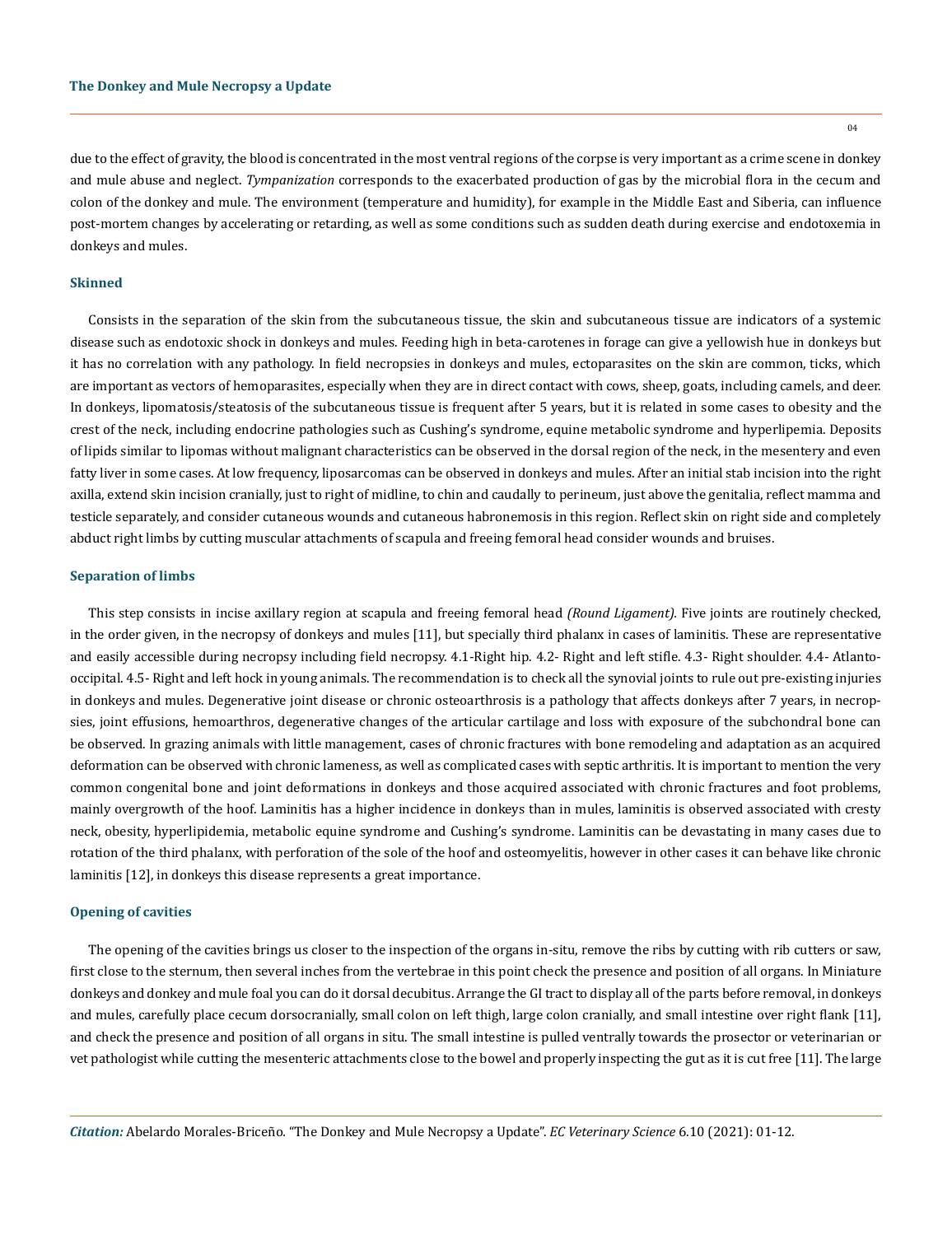due to the effect of gravity, the blood is concentrated in the most ventral regions of the corpse is very important as a crime scene in donkey and mule abuse and neglect. *Tympanization* corresponds to the exacerbated production of gas by the microbial flora in the cecum and colon of the donkey and mule. The environment (temperature and humidity), for example in the Middle East and Siberia, can influence post-mortem changes by accelerating or retarding, as well as some conditions such as sudden death during exercise and endotoxemia in donkeys and mules.

## Skinned

Consists in the separation of the skin from the subcutaneous tissue, the skin and subcutaneous tissue are indicators of a systemic disease such as endotoxic shock in donkeys and mules. Feeding high in beta-carotenes in forage can give a yellowish hue in donkeys but it has no correlation with any pathology. In field necropsies in donkeys and mules, ectoparasites on the skin are common, ticks, which are important as vectors of hemoparasites, especially when they are in direct contact with cows, sheep, goats, including camels, and deer. In donkeys, lipomatosis/steatosis of the subcutaneous tissue is frequent after 5 years, but it is related in some cases to obesity and the crest of the neck, including endocrine pathologies such as Cushing's syndrome, equine metabolic syndrome and hyperlipemia. Deposits of lipids similar to lipomas without malignant characteristics can be observed in the dorsal region of the neck, in the mesentery and even fatty liver in some cases. At low frequency, liposarcomas can be observed in donkeys and mules. After an initial stab incision into the right axilla, extend skin incision cranially, just to right of midline, to chin and caudally to perineum, just above the genitalia, reflect mamma and testicle separately, and consider cutaneous wounds and cutaneous habronemosis in this region. Reflect skin on right side and completely abduct right limbs by cutting muscular attachments of scapula and freeing femoral head consider wounds and bruises.

## Separation of limbs

This step consists in incise axillary region at scapula and freeing femoral head *(Round Ligament)*. Five joints are routinely checked, in the order given, in the necropsy of donkeys and mules [11], but specially third phalanx in cases of laminitis. These are representative and easily accessible during necropsy including field necropsy. 4.1-Right hip. 4.2- Right and left stifle. 4.3- Right shoulder. 4.4- Atlanto-occipital. 4.5- Right and left hock in young animals. The recommendation is to check all the synovial joints to rule out pre-existing injuries in donkeys and mules. Degenerative joint disease or chronic osteoarthrosis is a pathology that affects donkeys after 7 years, in necropsies, joint effusions, hemoarthros, degenerative changes of the articular cartilage and loss with exposure of the subchondral bone can be observed. In grazing animals with little management, cases of chronic fractures with bone remodeling and adaptation as an acquired deformation can be observed with chronic lameness, as well as complicated cases with septic arthritis. It is important to mention the very common congenital bone and joint deformations in donkeys and those acquired associated with chronic fractures and foot problems, mainly overgrowth of the hoof. Laminitis has a higher incidence in donkeys than in mules, laminitis is observed associated with cresty neck, obesity, hyperlipidemia, metabolic equine syndrome and Cushing's syndrome. Laminitis can be devastating in many cases due to rotation of the third phalanx, with perforation of the sole of the hoof and osteomyelitis, however in other cases it can behave like chronic laminitis [12], in donkeys this disease represents a great importance.

## Opening of cavities

The opening of the cavities brings us closer to the inspection of the organs in-situ, remove the ribs by cutting with rib cutters or saw, first close to the sternum, then several inches from the vertebrae in this point check the presence and position of all organs. In Miniature donkeys and donkey and mule foal you can do it dorsal decubitus. Arrange the GI tract to display all of the parts before removal, in donkeys and mules, carefully place cecum dorsocranially, small colon on left thigh, large colon cranially, and small intestine over right flank [11], and check the presence and position of all organs in situ. The small intestine is pulled ventrally towards the prosector or veterinarian or vet pathologist while cutting the mesenteric attachments close to the bowel and properly inspecting the gut as it is cut free [11]. The large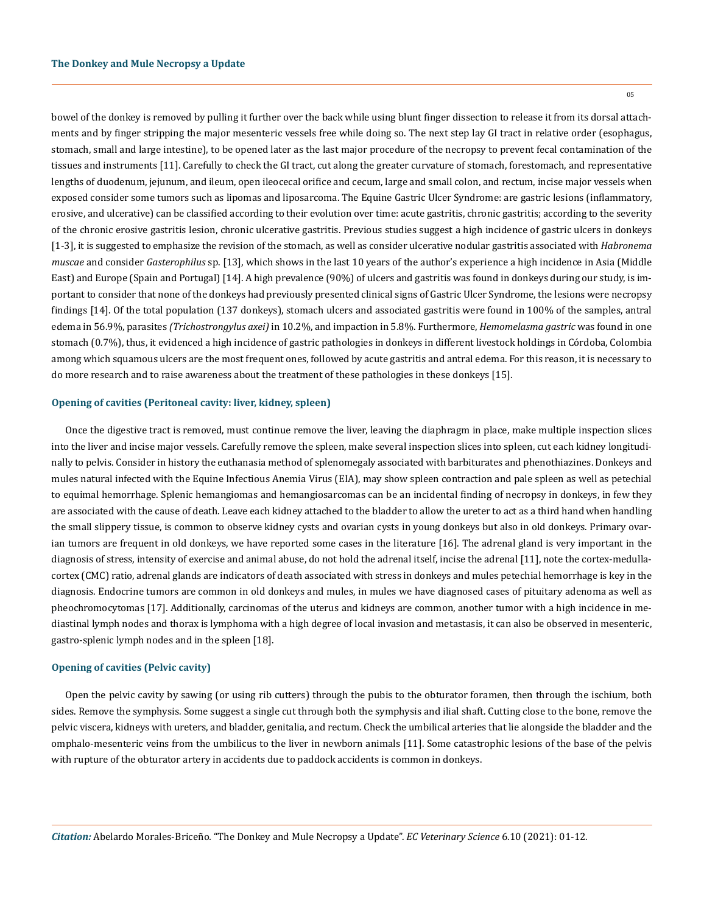bowel of the donkey is removed by pulling it further over the back while using blunt finger dissection to release it from its dorsal attachments and by finger stripping the major mesenteric vessels free while doing so. The next step lay GI tract in relative order (esophagus, stomach, small and large intestine), to be opened later as the last major procedure of the necropsy to prevent fecal contamination of the tissues and instruments [11]. Carefully to check the GI tract, cut along the greater curvature of stomach, forestomach, and representative lengths of duodenum, jejunum, and ileum, open ileocecal orifice and cecum, large and small colon, and rectum, incise major vessels when exposed consider some tumors such as lipomas and liposarcoma. The Equine Gastric Ulcer Syndrome: are gastric lesions (inflammatory, erosive, and ulcerative) can be classified according to their evolution over time: acute gastritis, chronic gastritis; according to the severity of the chronic erosive gastritis lesion, chronic ulcerative gastritis. Previous studies suggest a high incidence of gastric ulcers in donkeys [1-3], it is suggested to emphasize the revision of the stomach, as well as consider ulcerative nodular gastritis associated with *Habronema muscae* and consider *Gasterophilus* sp. [13], which shows in the last 10 years of the author's experience a high incidence in Asia (Middle East) and Europe (Spain and Portugal) [14]. A high prevalence (90%) of ulcers and gastritis was found in donkeys during our study, is important to consider that none of the donkeys had previously presented clinical signs of Gastric Ulcer Syndrome, the lesions were necropsy findings [14]. Of the total population (137 donkeys), stomach ulcers and associated gastritis were found in 100% of the samples, antral edema in 56.9%, parasites *(Trichostrongylus axei)* in 10.2%, and impaction in 5.8%. Furthermore, *Hemomelasma gastric* was found in one stomach (0.7%), thus, it evidenced a high incidence of gastric pathologies in donkeys in different livestock holdings in Córdoba, Colombia among which squamous ulcers are the most frequent ones, followed by acute gastritis and antral edema. For this reason, it is necessary to do more research and to raise awareness about the treatment of these pathologies in these donkeys [15].

### Opening of cavities (Peritoneal cavity: liver, kidney, spleen)

Once the digestive tract is removed, must continue remove the liver, leaving the diaphragm in place, make multiple inspection slices into the liver and incise major vessels. Carefully remove the spleen, make several inspection slices into spleen, cut each kidney longitudinally to pelvis. Consider in history the euthanasia method of splenomegaly associated with barbiturates and phenothiazines. Donkeys and mules natural infected with the Equine Infectious Anemia Virus (EIA), may show spleen contraction and pale spleen as well as petechial to equimal hemorrhage. Splenic hemangiomas and hemangiosarcomas can be an incidental finding of necropsy in donkeys, in few they are associated with the cause of death. Leave each kidney attached to the bladder to allow the ureter to act as a third hand when handling the small slippery tissue, is common to observe kidney cysts and ovarian cysts in young donkeys but also in old donkeys. Primary ovarian tumors are frequent in old donkeys, we have reported some cases in the literature [16]. The adrenal gland is very important in the diagnosis of stress, intensity of exercise and animal abuse, do not hold the adrenal itself, incise the adrenal [11], note the cortex-medulla-cortex (CMC) ratio, adrenal glands are indicators of death associated with stress in donkeys and mules petechial hemorrhage is key in the diagnosis. Endocrine tumors are common in old donkeys and mules, in mules we have diagnosed cases of pituitary adenoma as well as pheochromocytomas [17]. Additionally, carcinomas of the uterus and kidneys are common, another tumor with a high incidence in mediastinal lymph nodes and thorax is lymphoma with a high degree of local invasion and metastasis, it can also be observed in mesenteric, gastro-splenic lymph nodes and in the spleen [18].

### Opening of cavities (Pelvic cavity)

Open the pelvic cavity by sawing (or using rib cutters) through the pubis to the obturator foramen, then through the ischium, both sides. Remove the symphysis. Some suggest a single cut through both the symphysis and ilial shaft. Cutting close to the bone, remove the pelvic viscera, kidneys with ureters, and bladder, genitalia, and rectum. Check the umbilical arteries that lie alongside the bladder and the omphalo-mesenteric veins from the umbilicus to the liver in newborn animals [11]. Some catastrophic lesions of the base of the pelvis with rupture of the obturator artery in accidents due to paddock accidents is common in donkeys.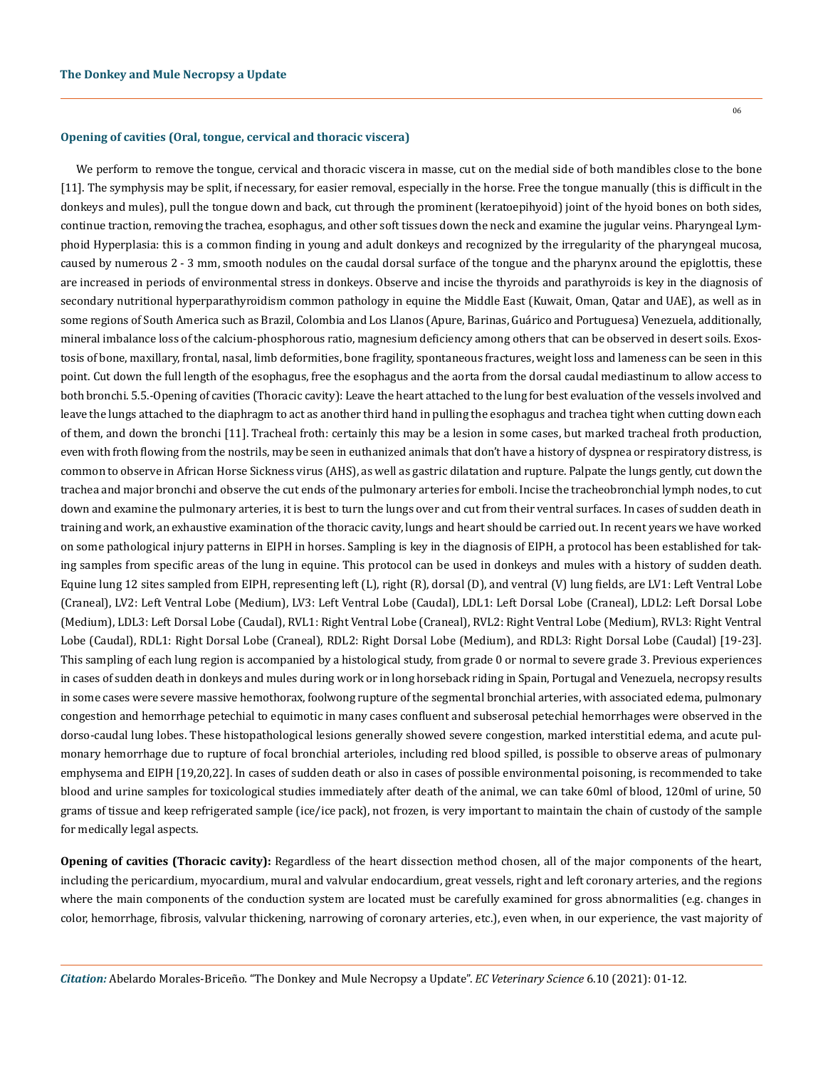#### Opening of cavities (Oral, tongue, cervical and thoracic viscera)

We perform to remove the tongue, cervical and thoracic viscera in masse, cut on the medial side of both mandibles close to the bone [11]. The symphysis may be split, if necessary, for easier removal, especially in the horse. Free the tongue manually (this is difficult in the donkeys and mules), pull the tongue down and back, cut through the prominent (keratoepihyoid) joint of the hyoid bones on both sides, continue traction, removing the trachea, esophagus, and other soft tissues down the neck and examine the jugular veins. Pharyngeal Lymphoid Hyperplasia: this is a common finding in young and adult donkeys and recognized by the irregularity of the pharyngeal mucosa, caused by numerous 2 - 3 mm, smooth nodules on the caudal dorsal surface of the tongue and the pharynx around the epiglottis, these are increased in periods of environmental stress in donkeys. Observe and incise the thyroids and parathyroids is key in the diagnosis of secondary nutritional hyperparathyroidism common pathology in equine the Middle East (Kuwait, Oman, Qatar and UAE), as well as in some regions of South America such as Brazil, Colombia and Los Llanos (Apure, Barinas, Guárico and Portuguesa) Venezuela, additionally, mineral imbalance loss of the calcium-phosphorous ratio, magnesium deficiency among others that can be observed in desert soils. Exostosis of bone, maxillary, frontal, nasal, limb deformities, bone fragility, spontaneous fractures, weight loss and lameness can be seen in this point. Cut down the full length of the esophagus, free the esophagus and the aorta from the dorsal caudal mediastinum to allow access to both bronchi. 5.5.-Opening of cavities (Thoracic cavity): Leave the heart attached to the lung for best evaluation of the vessels involved and leave the lungs attached to the diaphragm to act as another third hand in pulling the esophagus and trachea tight when cutting down each of them, and down the bronchi [11]. Tracheal froth: certainly this may be a lesion in some cases, but marked tracheal froth production, even with froth flowing from the nostrils, may be seen in euthanized animals that don't have a history of dyspnea or respiratory distress, is common to observe in African Horse Sickness virus (AHS), as well as gastric dilatation and rupture. Palpate the lungs gently, cut down the trachea and major bronchi and observe the cut ends of the pulmonary arteries for emboli. Incise the tracheobronchial lymph nodes, to cut down and examine the pulmonary arteries, it is best to turn the lungs over and cut from their ventral surfaces. In cases of sudden death in training and work, an exhaustive examination of the thoracic cavity, lungs and heart should be carried out. In recent years we have worked on some pathological injury patterns in EIPH in horses. Sampling is key in the diagnosis of EIPH, a protocol has been established for taking samples from specific areas of the lung in equine. This protocol can be used in donkeys and mules with a history of sudden death. Equine lung 12 sites sampled from EIPH, representing left (L), right (R), dorsal (D), and ventral (V) lung fields, are LV1: Left Ventral Lobe (Craneal), LV2: Left Ventral Lobe (Medium), LV3: Left Ventral Lobe (Caudal), LDL1: Left Dorsal Lobe (Craneal), LDL2: Left Dorsal Lobe (Medium), LDL3: Left Dorsal Lobe (Caudal), RVL1: Right Ventral Lobe (Craneal), RVL2: Right Ventral Lobe (Medium), RVL3: Right Ventral Lobe (Caudal), RDL1: Right Dorsal Lobe (Craneal), RDL2: Right Dorsal Lobe (Medium), and RDL3: Right Dorsal Lobe (Caudal) [19-23]. This sampling of each lung region is accompanied by a histological study, from grade 0 or normal to severe grade 3. Previous experiences in cases of sudden death in donkeys and mules during work or in long horseback riding in Spain, Portugal and Venezuela, necropsy results in some cases were severe massive hemothorax, foolwong rupture of the segmental bronchial arteries, with associated edema, pulmonary congestion and hemorrhage petechial to equimotic in many cases confluent and subserosal petechial hemorrhages were observed in the dorso-caudal lung lobes. These histopathological lesions generally showed severe congestion, marked interstitial edema, and acute pulmonary hemorrhage due to rupture of focal bronchial arterioles, including red blood spilled, is possible to observe areas of pulmonary emphysema and EIPH [19,20,22]. In cases of sudden death or also in cases of possible environmental poisoning, is recommended to take blood and urine samples for toxicological studies immediately after death of the animal, we can take 60ml of blood, 120ml of urine, 50 grams of tissue and keep refrigerated sample (ice/ice pack), not frozen, is very important to maintain the chain of custody of the sample for medically legal aspects.

**Opening of cavities (Thoracic cavity):** Regardless of the heart dissection method chosen, all of the major components of the heart, including the pericardium, myocardium, mural and valvular endocardium, great vessels, right and left coronary arteries, and the regions where the main components of the conduction system are located must be carefully examined for gross abnormalities (e.g. changes in color, hemorrhage, fibrosis, valvular thickening, narrowing of coronary arteries, etc.), even when, in our experience, the vast majority of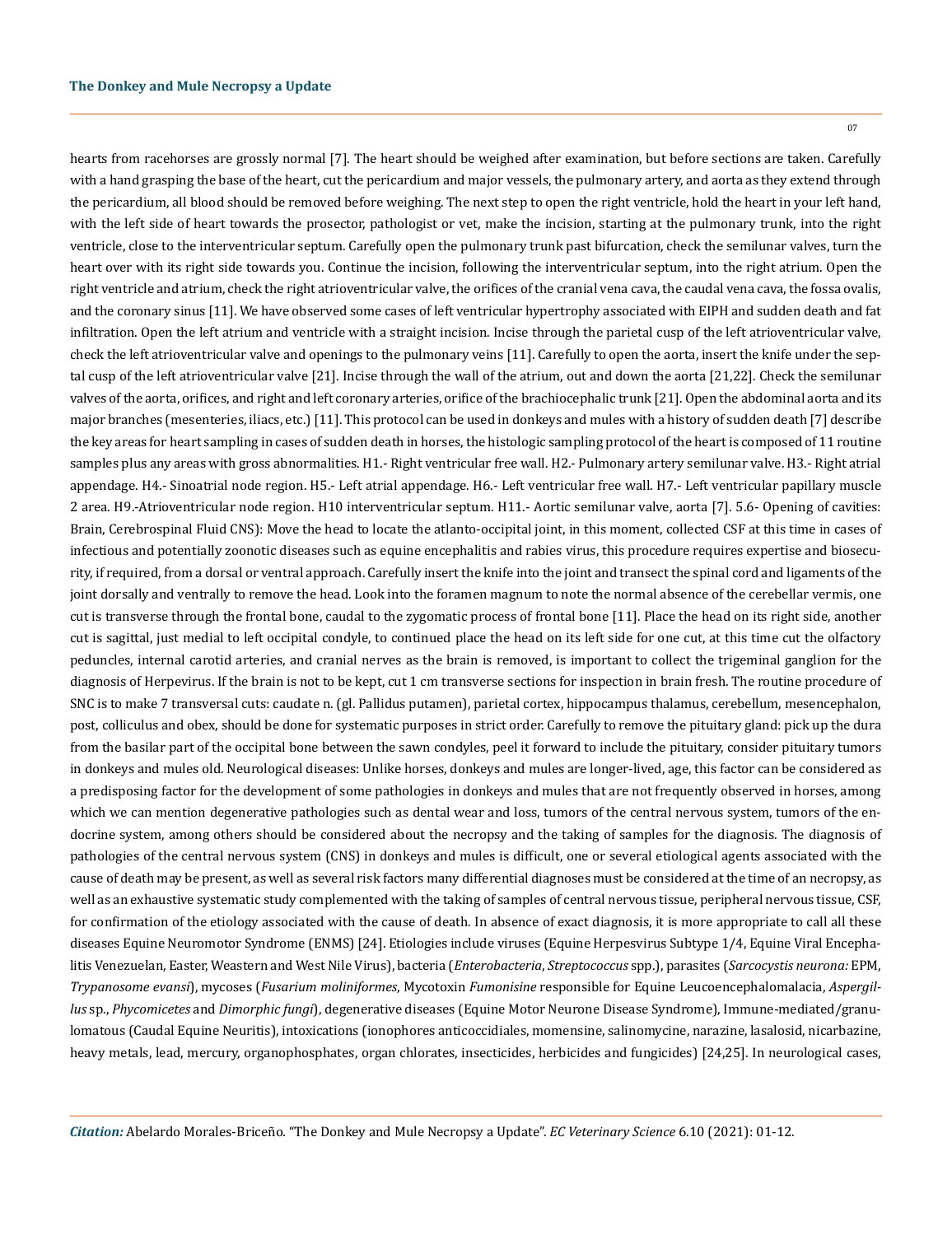hearts from racehorses are grossly normal [7]. The heart should be weighed after examination, but before sections are taken. Carefully with a hand grasping the base of the heart, cut the pericardium and major vessels, the pulmonary artery, and aorta as they extend through the pericardium, all blood should be removed before weighing. The next step to open the right ventricle, hold the heart in your left hand, with the left side of heart towards the prosector, pathologist or vet, make the incision, starting at the pulmonary trunk, into the right ventricle, close to the interventricular septum. Carefully open the pulmonary trunk past bifurcation, check the semilunar valves, turn the heart over with its right side towards you. Continue the incision, following the interventricular septum, into the right atrium. Open the right ventricle and atrium, check the right atrioventricular valve, the orifices of the cranial vena cava, the caudal vena cava, the fossa ovalis, and the coronary sinus [11]. We have observed some cases of left ventricular hypertrophy associated with EIPH and sudden death and fat infiltration. Open the left atrium and ventricle with a straight incision. Incise through the parietal cusp of the left atrioventricular valve, check the left atrioventricular valve and openings to the pulmonary veins [11]. Carefully to open the aorta, insert the knife under the septal cusp of the left atrioventricular valve [21]. Incise through the wall of the atrium, out and down the aorta [21,22]. Check the semilunar valves of the aorta, orifices, and right and left coronary arteries, orifice of the brachiocephalic trunk [21]. Open the abdominal aorta and its major branches (mesenteries, iliacs, etc.) [11]. This protocol can be used in donkeys and mules with a history of sudden death [7] describe the key areas for heart sampling in cases of sudden death in horses, the histologic sampling protocol of the heart is composed of 11 routine samples plus any areas with gross abnormalities. H1.- Right ventricular free wall. H2.- Pulmonary artery semilunar valve. H3.- Right atrial appendage. H4.- Sinoatrial node region. H5.- Left atrial appendage. H6.- Left ventricular free wall. H7.- Left ventricular papillary muscle 2 area. H9.-Atrioventricular node region. H10 interventricular septum. H11.- Aortic semilunar valve, aorta [7]. 5.6- Opening of cavities: Brain, Cerebrospinal Fluid CNS): Move the head to locate the atlanto-occipital joint, in this moment, collected CSF at this time in cases of infectious and potentially zoonotic diseases such as equine encephalitis and rabies virus, this procedure requires expertise and biosecurity, if required, from a dorsal or ventral approach. Carefully insert the knife into the joint and transect the spinal cord and ligaments of the joint dorsally and ventrally to remove the head. Look into the foramen magnum to note the normal absence of the cerebellar vermis, one cut is transverse through the frontal bone, caudal to the zygomatic process of frontal bone [11]. Place the head on its right side, another cut is sagittal, just medial to left occipital condyle, to continued place the head on its left side for one cut, at this time cut the olfactory peduncles, internal carotid arteries, and cranial nerves as the brain is removed, is important to collect the trigeminal ganglion for the diagnosis of Herpevirus. If the brain is not to be kept, cut 1 cm transverse sections for inspection in brain fresh. The routine procedure of SNC is to make 7 transversal cuts: caudate n. (gl. Pallidus putamen), parietal cortex, hippocampus thalamus, cerebellum, mesencephalon, post, colliculus and obex, should be done for systematic purposes in strict order. Carefully to remove the pituitary gland: pick up the dura from the basilar part of the occipital bone between the sawn condyles, peel it forward to include the pituitary, consider pituitary tumors in donkeys and mules old. Neurological diseases: Unlike horses, donkeys and mules are longer-lived, age, this factor can be considered as a predisposing factor for the development of some pathologies in donkeys and mules that are not frequently observed in horses, among which we can mention degenerative pathologies such as dental wear and loss, tumors of the central nervous system, tumors of the endocrine system, among others should be considered about the necropsy and the taking of samples for the diagnosis. The diagnosis of pathologies of the central nervous system (CNS) in donkeys and mules is difficult, one or several etiological agents associated with the cause of death may be present, as well as several risk factors many differential diagnoses must be considered at the time of an necropsy, as well as an exhaustive systematic study complemented with the taking of samples of central nervous tissue, peripheral nervous tissue, CSF, for confirmation of the etiology associated with the cause of death. In absence of exact diagnosis, it is more appropriate to call all these diseases Equine Neuromotor Syndrome (ENMS) [24]. Etiologies include viruses (Equine Herpesvirus Subtype 1/4, Equine Viral Encephalitis Venezuelan, Easter, Weastern and West Nile Virus), bacteria (*Enterobacteria*, *Streptococcus* spp.), parasites (*Sarcocystis neurona:* EPM, *Trypanosome evansi*), mycoses (*Fusarium moliniformes*, Mycotoxin *Fumonisine* responsible for Equine Leucoencephalomalacia, *Aspergillus* sp., *Phycomicetes* and *Dimorphic fungi*), degenerative diseases (Equine Motor Neurone Disease Syndrome), Immune-mediated/granulomatous (Caudal Equine Neuritis), intoxications (ionophores anticoccidiales, momensine, salinomycine, narazine, lasalosid, nicarbazine, heavy metals, lead, mercury, organophosphates, organ chlorates, insecticides, herbicides and fungicides) [24,25]. In neurological cases,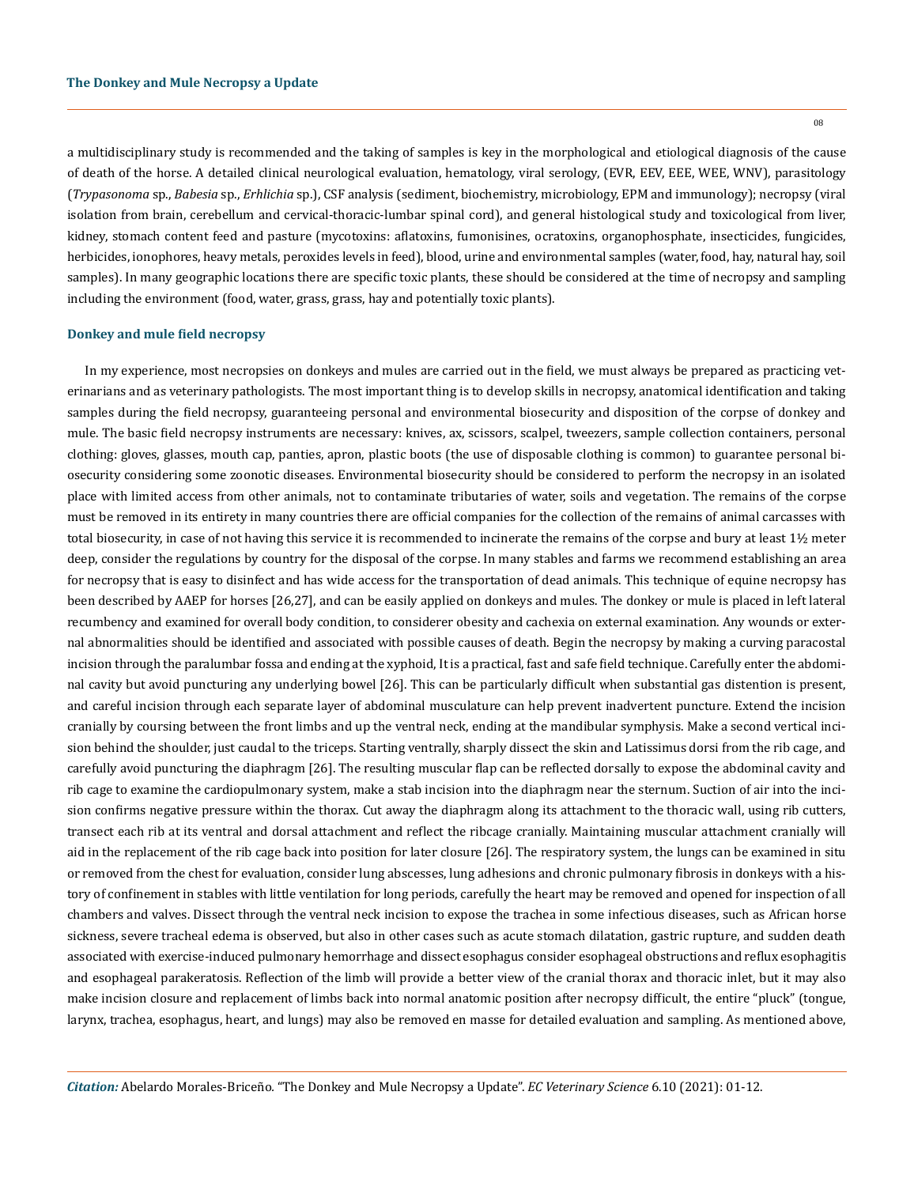a multidisciplinary study is recommended and the taking of samples is key in the morphological and etiological diagnosis of the cause of death of the horse. A detailed clinical neurological evaluation, hematology, viral serology, (EVR, EEV, EEE, WEE, WNV), parasitology (*Trypasonoma* sp., *Babesia* sp., *Erhlichia* sp.), CSF analysis (sediment, biochemistry, microbiology, EPM and immunology); necropsy (viral isolation from brain, cerebellum and cervical-thoracic-lumbar spinal cord), and general histological study and toxicological from liver, kidney, stomach content feed and pasture (mycotoxins: aflatoxins, fumonisines, ocratoxins, organophosphate, insecticides, fungicides, herbicides, ionophores, heavy metals, peroxides levels in feed), blood, urine and environmental samples (water, food, hay, natural hay, soil samples). In many geographic locations there are specific toxic plants, these should be considered at the time of necropsy and sampling including the environment (food, water, grass, grass, hay and potentially toxic plants).

### Donkey and mule field necropsy

In my experience, most necropsies on donkeys and mules are carried out in the field, we must always be prepared as practicing veterinarians and as veterinary pathologists. The most important thing is to develop skills in necropsy, anatomical identification and taking samples during the field necropsy, guaranteeing personal and environmental biosecurity and disposition of the corpse of donkey and mule. The basic field necropsy instruments are necessary: knives, ax, scissors, scalpel, tweezers, sample collection containers, personal clothing: gloves, glasses, mouth cap, panties, apron, plastic boots (the use of disposable clothing is common) to guarantee personal biosecurity considering some zoonotic diseases. Environmental biosecurity should be considered to perform the necropsy in an isolated place with limited access from other animals, not to contaminate tributaries of water, soils and vegetation. The remains of the corpse must be removed in its entirety in many countries there are official companies for the collection of the remains of animal carcasses with total biosecurity, in case of not having this service it is recommended to incinerate the remains of the corpse and bury at least 1½ meter deep, consider the regulations by country for the disposal of the corpse. In many stables and farms we recommend establishing an area for necropsy that is easy to disinfect and has wide access for the transportation of dead animals. This technique of equine necropsy has been described by AAEP for horses [26,27], and can be easily applied on donkeys and mules. The donkey or mule is placed in left lateral recumbency and examined for overall body condition, to considerer obesity and cachexia on external examination. Any wounds or external abnormalities should be identified and associated with possible causes of death. Begin the necropsy by making a curving paracostal incision through the paralumbar fossa and ending at the xyphoid, It is a practical, fast and safe field technique. Carefully enter the abdominal cavity but avoid puncturing any underlying bowel [26]. This can be particularly difficult when substantial gas distention is present, and careful incision through each separate layer of abdominal musculature can help prevent inadvertent puncture. Extend the incision cranially by coursing between the front limbs and up the ventral neck, ending at the mandibular symphysis. Make a second vertical incision behind the shoulder, just caudal to the triceps. Starting ventrally, sharply dissect the skin and Latissimus dorsi from the rib cage, and carefully avoid puncturing the diaphragm [26]. The resulting muscular flap can be reflected dorsally to expose the abdominal cavity and rib cage to examine the cardiopulmonary system, make a stab incision into the diaphragm near the sternum. Suction of air into the incision confirms negative pressure within the thorax. Cut away the diaphragm along its attachment to the thoracic wall, using rib cutters, transect each rib at its ventral and dorsal attachment and reflect the ribcage cranially. Maintaining muscular attachment cranially will aid in the replacement of the rib cage back into position for later closure [26]. The respiratory system, the lungs can be examined in situ or removed from the chest for evaluation, consider lung abscesses, lung adhesions and chronic pulmonary fibrosis in donkeys with a history of confinement in stables with little ventilation for long periods, carefully the heart may be removed and opened for inspection of all chambers and valves. Dissect through the ventral neck incision to expose the trachea in some infectious diseases, such as African horse sickness, severe tracheal edema is observed, but also in other cases such as acute stomach dilatation, gastric rupture, and sudden death associated with exercise-induced pulmonary hemorrhage and dissect esophagus consider esophageal obstructions and reflux esophagitis and esophageal parakeratosis. Reflection of the limb will provide a better view of the cranial thorax and thoracic inlet, but it may also make incision closure and replacement of limbs back into normal anatomic position after necropsy difficult, the entire "pluck" (tongue, larynx, trachea, esophagus, heart, and lungs) may also be removed en masse for detailed evaluation and sampling. As mentioned above,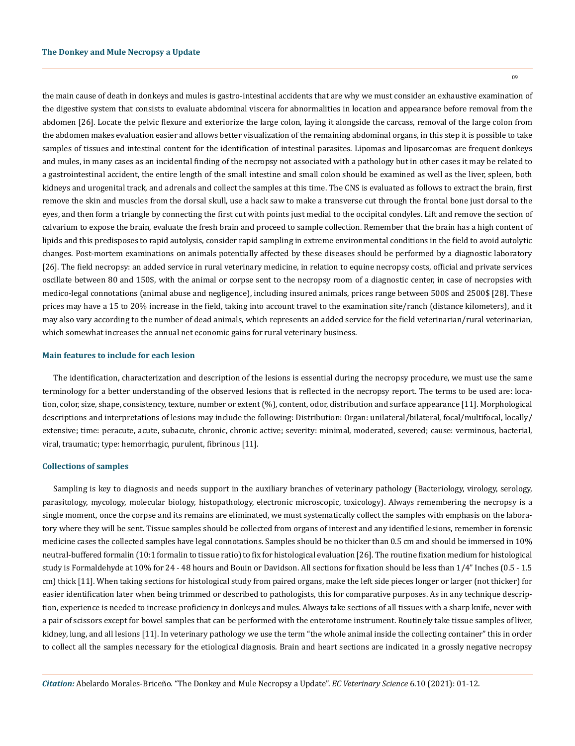the main cause of death in donkeys and mules is gastro-intestinal accidents that are why we must consider an exhaustive examination of the digestive system that consists to evaluate abdominal viscera for abnormalities in location and appearance before removal from the abdomen [26]. Locate the pelvic flexure and exteriorize the large colon, laying it alongside the carcass, removal of the large colon from the abdomen makes evaluation easier and allows better visualization of the remaining abdominal organs, in this step it is possible to take samples of tissues and intestinal content for the identification of intestinal parasites. Lipomas and liposarcomas are frequent donkeys and mules, in many cases as an incidental finding of the necropsy not associated with a pathology but in other cases it may be related to a gastrointestinal accident, the entire length of the small intestine and small colon should be examined as well as the liver, spleen, both kidneys and urogenital track, and adrenals and collect the samples at this time. The CNS is evaluated as follows to extract the brain, first remove the skin and muscles from the dorsal skull, use a hack saw to make a transverse cut through the frontal bone just dorsal to the eyes, and then form a triangle by connecting the first cut with points just medial to the occipital condyles. Lift and remove the section of calvarium to expose the brain, evaluate the fresh brain and proceed to sample collection. Remember that the brain has a high content of lipids and this predisposes to rapid autolysis, consider rapid sampling in extreme environmental conditions in the field to avoid autolytic changes. Post-mortem examinations on animals potentially affected by these diseases should be performed by a diagnostic laboratory [26]. The field necropsy: an added service in rural veterinary medicine, in relation to equine necropsy costs, official and private services oscillate between 80 and 150$, with the animal or corpse sent to the necropsy room of a diagnostic center, in case of necropsies with medico-legal connotations (animal abuse and negligence), including insured animals, prices range between 500$ and 2500$ [28]. These prices may have a 15 to 20% increase in the field, taking into account travel to the examination site/ranch (distance kilometers), and it may also vary according to the number of dead animals, which represents an added service for the field veterinarian/rural veterinarian, which somewhat increases the annual net economic gains for rural veterinary business.

### Main features to include for each lesion

The identification, characterization and description of the lesions is essential during the necropsy procedure, we must use the same terminology for a better understanding of the observed lesions that is reflected in the necropsy report. The terms to be used are: location, color, size, shape, consistency, texture, number or extent (%), content, odor, distribution and surface appearance [11]. Morphological descriptions and interpretations of lesions may include the following: Distribution: Organ: unilateral/bilateral, focal/multifocal, locally/extensive; time: peracute, acute, subacute, chronic, chronic active; severity: minimal, moderated, severed; cause: verminous, bacterial, viral, traumatic; type: hemorrhagic, purulent, fibrinous [11].

### Collections of samples

Sampling is key to diagnosis and needs support in the auxiliary branches of veterinary pathology (Bacteriology, virology, serology, parasitology, mycology, molecular biology, histopathology, electronic microscopic, toxicology). Always remembering the necropsy is a single moment, once the corpse and its remains are eliminated, we must systematically collect the samples with emphasis on the laboratory where they will be sent. Tissue samples should be collected from organs of interest and any identified lesions, remember in forensic medicine cases the collected samples have legal connotations. Samples should be no thicker than 0.5 cm and should be immersed in 10% neutral-buffered formalin (10:1 formalin to tissue ratio) to fix for histological evaluation [26]. The routine fixation medium for histological study is Formaldehyde at 10% for 24 - 48 hours and Bouin or Davidson. All sections for fixation should be less than 1/4" Inches (0.5 - 1.5 cm) thick [11]. When taking sections for histological study from paired organs, make the left side pieces longer or larger (not thicker) for easier identification later when being trimmed or described to pathologists, this for comparative purposes. As in any technique description, experience is needed to increase proficiency in donkeys and mules. Always take sections of all tissues with a sharp knife, never with a pair of scissors except for bowel samples that can be performed with the enterotome instrument. Routinely take tissue samples of liver, kidney, lung, and all lesions [11]. In veterinary pathology we use the term "the whole animal inside the collecting container" this in order to collect all the samples necessary for the etiological diagnosis. Brain and heart sections are indicated in a grossly negative necropsy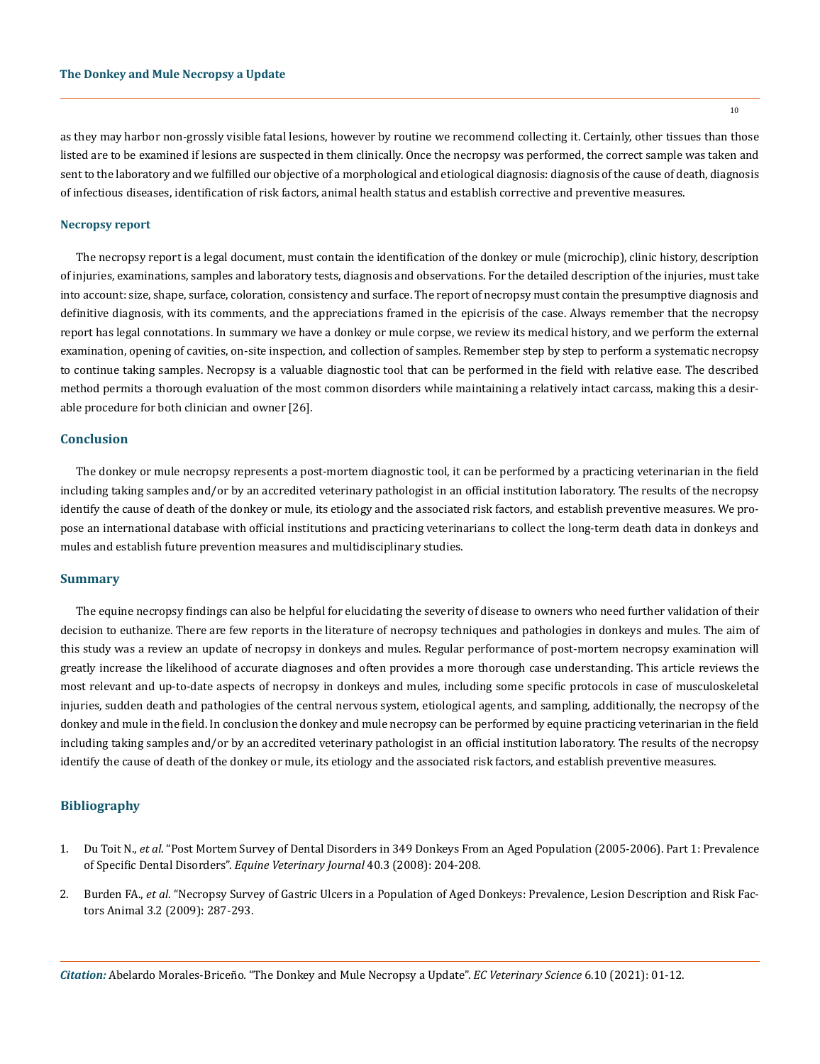as they may harbor non-grossly visible fatal lesions, however by routine we recommend collecting it. Certainly, other tissues than those listed are to be examined if lesions are suspected in them clinically. Once the necropsy was performed, the correct sample was taken and sent to the laboratory and we fulfilled our objective of a morphological and etiological diagnosis: diagnosis of the cause of death, diagnosis of infectious diseases, identification of risk factors, animal health status and establish corrective and preventive measures.

### Necropsy report

The necropsy report is a legal document, must contain the identification of the donkey or mule (microchip), clinic history, description of injuries, examinations, samples and laboratory tests, diagnosis and observations. For the detailed description of the injuries, must take into account: size, shape, surface, coloration, consistency and surface. The report of necropsy must contain the presumptive diagnosis and definitive diagnosis, with its comments, and the appreciations framed in the epicrisis of the case. Always remember that the necropsy report has legal connotations. In summary we have a donkey or mule corpse, we review its medical history, and we perform the external examination, opening of cavities, on-site inspection, and collection of samples. Remember step by step to perform a systematic necropsy to continue taking samples. Necropsy is a valuable diagnostic tool that can be performed in the field with relative ease. The described method permits a thorough evaluation of the most common disorders while maintaining a relatively intact carcass, making this a desirable procedure for both clinician and owner [26].

## Conclusion

The donkey or mule necropsy represents a post-mortem diagnostic tool, it can be performed by a practicing veterinarian in the field including taking samples and/or by an accredited veterinary pathologist in an official institution laboratory. The results of the necropsy identify the cause of death of the donkey or mule, its etiology and the associated risk factors, and establish preventive measures. We propose an international database with official institutions and practicing veterinarians to collect the long-term death data in donkeys and mules and establish future prevention measures and multidisciplinary studies.

## Summary

The equine necropsy findings can also be helpful for elucidating the severity of disease to owners who need further validation of their decision to euthanize. There are few reports in the literature of necropsy techniques and pathologies in donkeys and mules. The aim of this study was a review an update of necropsy in donkeys and mules. Regular performance of post-mortem necropsy examination will greatly increase the likelihood of accurate diagnoses and often provides a more thorough case understanding. This article reviews the most relevant and up-to-date aspects of necropsy in donkeys and mules, including some specific protocols in case of musculoskeletal injuries, sudden death and pathologies of the central nervous system, etiological agents, and sampling, additionally, the necropsy of the donkey and mule in the field. In conclusion the donkey and mule necropsy can be performed by equine practicing veterinarian in the field including taking samples and/or by an accredited veterinary pathologist in an official institution laboratory. The results of the necropsy identify the cause of death of the donkey or mule, its etiology and the associated risk factors, and establish preventive measures.

## Bibliography

1. Du Toit N., *et al*. "Post Mortem Survey of Dental Disorders in 349 Donkeys From an Aged Population (2005-2006). Part 1: Prevalence of Specific Dental Disorders". *Equine Veterinary Journal* 40.3 (2008): 204-208.
2. Burden FA., *et al.* "Necropsy Survey of Gastric Ulcers in a Population of Aged Donkeys: Prevalence, Lesion Description and Risk Factors Animal 3.2 (2009): 287-293.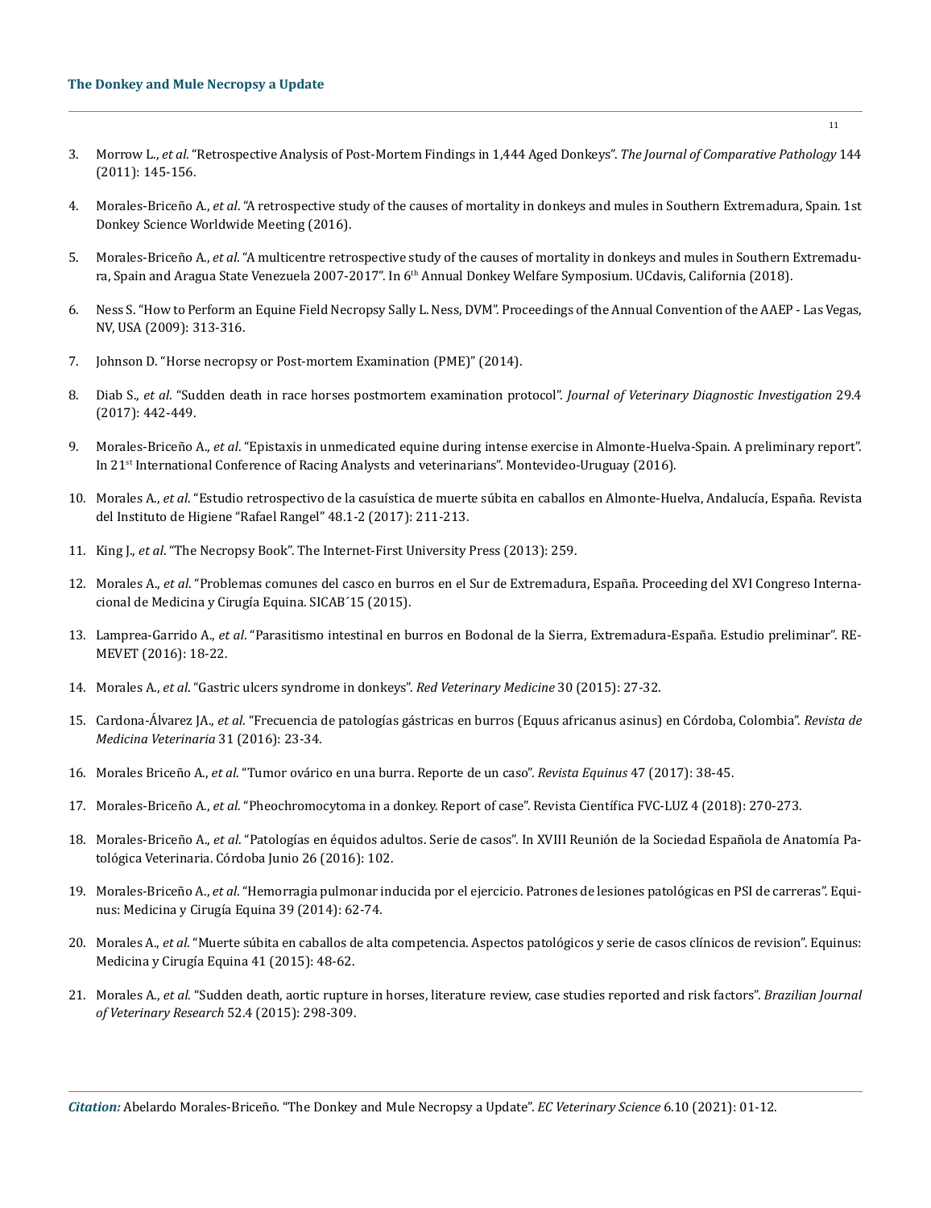3. Morrow L., *et al*. "Retrospective Analysis of Post-Mortem Findings in 1,444 Aged Donkeys". *The Journal of Comparative Pathology* 144 (2011): 145-156.

4. Morales-Briceño A., *et al*. "A retrospective study of the causes of mortality in donkeys and mules in Southern Extremadura, Spain. 1st Donkey Science Worldwide Meeting (2016).

5. Morales-Briceño A., *et al*. "A multicentre retrospective study of the causes of mortality in donkeys and mules in Southern Extremadura, Spain and Aragua State Venezuela 2007-2017". In 6th Annual Donkey Welfare Symposium. UCdavis, California (2018).

6. Ness S. "How to Perform an Equine Field Necropsy Sally L. Ness, DVM". Proceedings of the Annual Convention of the AAEP - Las Vegas, NV, USA (2009): 313-316.

7. Johnson D. "Horse necropsy or Post-mortem Examination (PME)" (2014).

8. Diab S., *et al*. "Sudden death in race horses postmortem examination protocol". *Journal of Veterinary Diagnostic Investigation* 29.4 (2017): 442-449.

9. Morales-Briceño A., *et al*. "Epistaxis in unmedicated equine during intense exercise in Almonte-Huelva-Spain. A preliminary report". In 21st International Conference of Racing Analysts and veterinarians". Montevideo-Uruguay (2016).

10. Morales A., *et al*. "Estudio retrospectivo de la casuística de muerte súbita en caballos en Almonte-Huelva, Andalucía, España. Revista del Instituto de Higiene "Rafael Rangel" 48.1-2 (2017): 211-213.

11. King J., *et al*. "The Necropsy Book". The Internet-First University Press (2013): 259.

12. Morales A., *et al*. "Problemas comunes del casco en burros en el Sur de Extremadura, España. Proceeding del XVI Congreso Internacional de Medicina y Cirugía Equina. SICAB´15 (2015).

13. Lamprea-Garrido A., *et al*. "Parasitismo intestinal en burros en Bodonal de la Sierra, Extremadura-España. Estudio preliminar". REMEVET (2016): 18-22.

14. Morales A., *et al*. "Gastric ulcers syndrome in donkeys". *Red Veterinary Medicine* 30 (2015): 27-32.

15. Cardona-Álvarez JA., *et al*. "Frecuencia de patologías gástricas en burros (Equus africanus asinus) en Córdoba, Colombia". *Revista de Medicina Veterinaria* 31 (2016): 23-34.

16. Morales Briceño A., *et al*. "Tumor ovárico en una burra. Reporte de un caso". *Revista Equinus* 47 (2017): 38-45.

17. Morales-Briceño A., *et al*. "Pheochromocytoma in a donkey. Report of case". Revista Científica FVC-LUZ 4 (2018): 270-273.

18. Morales-Briceño A., *et al*. "Patologías en équidos adultos. Serie de casos". In XVIII Reunión de la Sociedad Española de Anatomía Patológica Veterinaria. Córdoba Junio 26 (2016): 102.

19. Morales-Briceño A., *et al*. "Hemorragia pulmonar inducida por el ejercicio. Patrones de lesiones patológicas en PSI de carreras". Equinus: Medicina y Cirugía Equina 39 (2014): 62-74.

20. Morales A., *et al*. "Muerte súbita en caballos de alta competencia. Aspectos patológicos y serie de casos clínicos de revision". Equinus: Medicina y Cirugía Equina 41 (2015): 48-62.

21. Morales A., *et al*. "Sudden death, aortic rupture in horses, literature review, case studies reported and risk factors". *Brazilian Journal of Veterinary Research* 52.4 (2015): 298-309.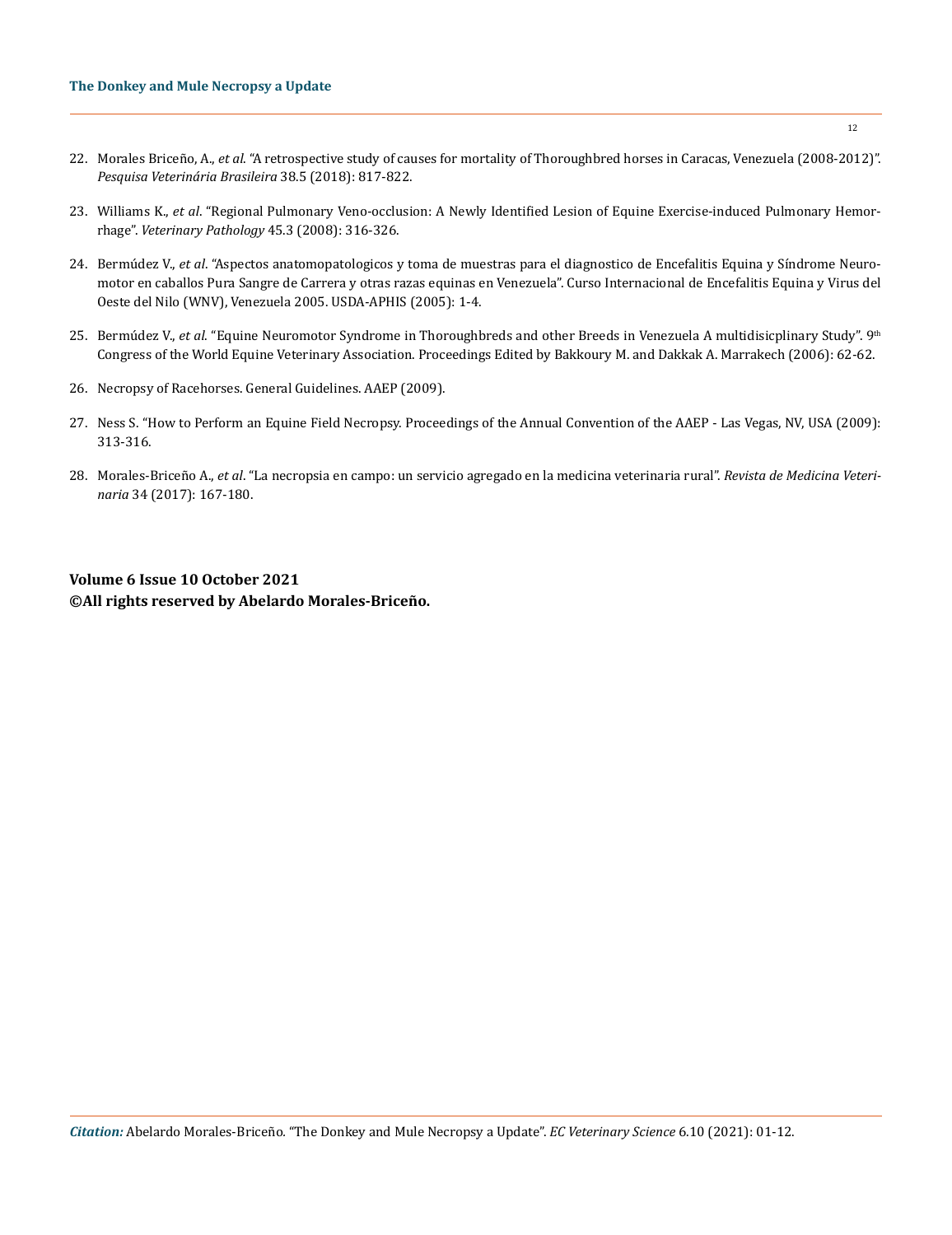22. Morales Briceño, A., *et al*. "A retrospective study of causes for mortality of Thoroughbred horses in Caracas, Venezuela (2008-2012)". *Pesquisa Veterinária Brasileira* 38.5 (2018): 817-822.

23. Williams K., *et al*. "Regional Pulmonary Veno-occlusion: A Newly Identified Lesion of Equine Exercise-induced Pulmonary Hemorrhage". *Veterinary Pathology* 45.3 (2008): 316-326.

24. Bermúdez V., *et al*. "Aspectos anatomopatologicos y toma de muestras para el diagnostico de Encefalitis Equina y Síndrome Neuromotor en caballos Pura Sangre de Carrera y otras razas equinas en Venezuela". Curso Internacional de Encefalitis Equina y Virus del Oeste del Nilo (WNV), Venezuela 2005. USDA-APHIS (2005): 1-4.

25. Bermúdez V., *et al*. "Equine Neuromotor Syndrome in Thoroughbreds and other Breeds in Venezuela A multidisicplinary Study". 9th Congress of the World Equine Veterinary Association. Proceedings Edited by Bakkoury M. and Dakkak A. Marrakech (2006): 62-62.

26. Necropsy of Racehorses. General Guidelines. AAEP (2009).

27. Ness S. "How to Perform an Equine Field Necropsy. Proceedings of the Annual Convention of the AAEP - Las Vegas, NV, USA (2009): 313-316.

28. Morales-Briceño A., *et al*. "La necropsia en campo: un servicio agregado en la medicina veterinaria rural". *Revista de Medicina Veterinaria* 34 (2017): 167-180.

**Volume 6 Issue 10 October 2021**
**©All rights reserved by Abelardo Morales-Briceño.**